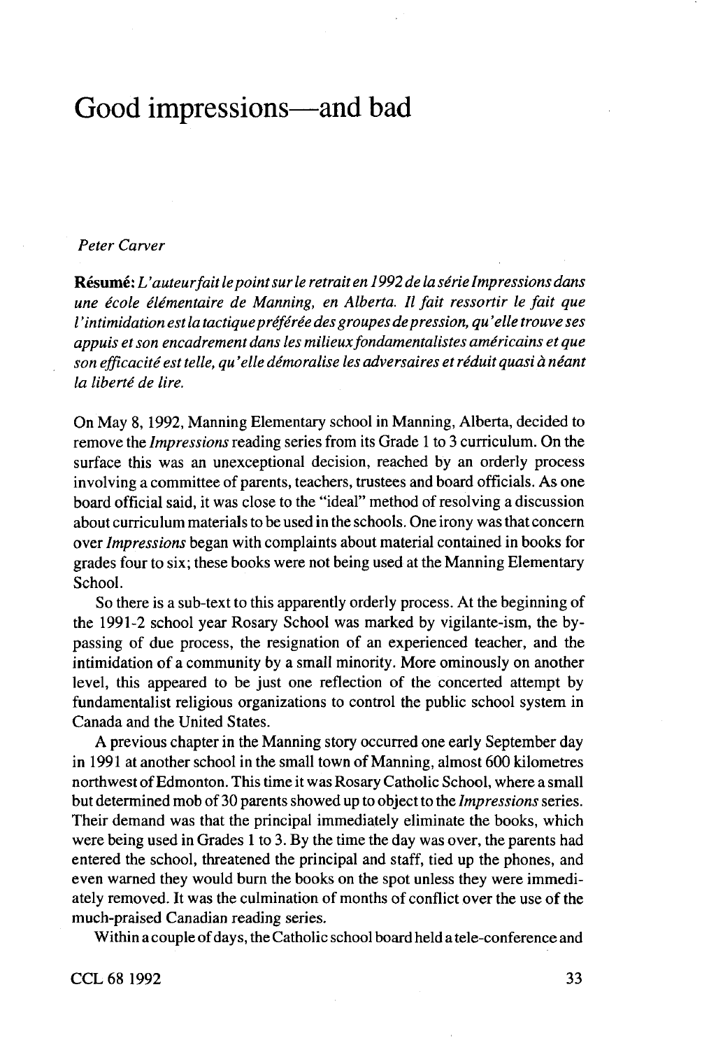# Good impressions—and bad

*Peter Carver*

**Résumé:** *L'auteur fait le point sur le retrait en 1992 de la série Impressions dans une école élémentaire de Manning, en Alberta. Il fait ressortir le fait que l'intimidation est la tactique préférée des groupes de pression, qu'elle trouve ses appuis et son encadrement dans les milieux fondamentalistes américains et que son efficacité est telle, qu'elle démoralise les adversaires et réduit quasi à néant la liberté de lire.*

On May 8, 1992, Manning Elementary school in Manning, Alberta, decided to remove the *Impressions* reading series from its Grade 1 to 3 curriculum. On the surface this was an unexceptional decision, reached by an orderly process involving a committee of parents, teachers, trustees and board officials. As one board official said, it was close to the "ideal" method of resolving a discussion about curriculum materials to be used in the schools. One irony was that concern over *Impressions* began with complaints about material contained in books for grades four to six; these books were not being used at the Manning Elementary School.

So there is a sub-text to this apparently orderly process. At the beginning of the 1991-2 school year Rosary School was marked by vigilante-ism, the by-passing of due process, the resignation of an experienced teacher, and the intimidation of a community by a small minority. More ominously on another level, this appeared to be just one reflection of the concerted attempt by fundamentalist religious organizations to control the public school system in Canada and the United States.

A previous chapter in the Manning story occurred one early September day in 1991 at another school in the small town of Manning, almost 600 kilometres northwest of Edmonton. This time it was Rosary Catholic School, where a small but determined mob of 30 parents showed up to object to the *Impressions* series. Their demand was that the principal immediately eliminate the books, which were being used in Grades 1 to 3. By the time the day was over, the parents had entered the school, threatened the principal and staff, tied up the phones, and even warned they would burn the books on the spot unless they were immediately removed. It was the culmination of months of conflict over the use of the much-praised Canadian reading series.

Within a couple of days, the Catholic school board held a tele-conference and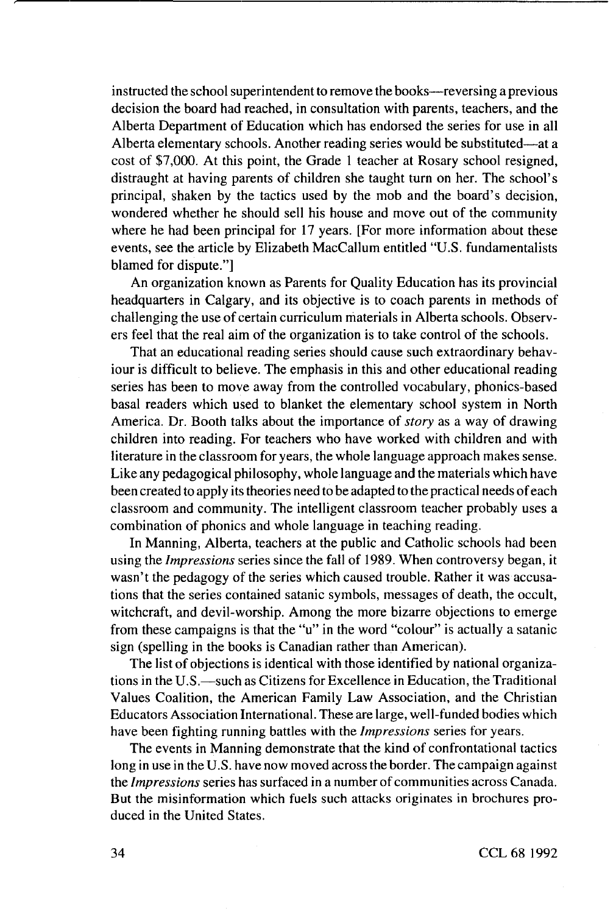instructed the school superintendent to remove the books—reversing a previous decision the board had reached, in consultation with parents, teachers, and the Alberta Department of Education which has endorsed the series for use in all Alberta elementary schools. Another reading series would be substituted—at a cost of $7,000. At this point, the Grade 1 teacher at Rosary school resigned, distraught at having parents of children she taught turn on her. The school's principal, shaken by the tactics used by the mob and the board's decision, wondered whether he should sell his house and move out of the community where he had been principal for 17 years. [For more information about these events, see the article by Elizabeth MacCallum entitled "U.S. fundamentalists blamed for dispute."]

An organization known as Parents for Quality Education has its provincial headquarters in Calgary, and its objective is to coach parents in methods of challenging the use of certain curriculum materials in Alberta schools. Observers feel that the real aim of the organization is to take control of the schools.

That an educational reading series should cause such extraordinary behaviour is difficult to believe. The emphasis in this and other educational reading series has been to move away from the controlled vocabulary, phonics-based basal readers which used to blanket the elementary school system in North America. Dr. Booth talks about the importance of *story* as a way of drawing children into reading. For teachers who have worked with children and with literature in the classroom for years, the whole language approach makes sense. Like any pedagogical philosophy, whole language and the materials which have been created to apply its theories need to be adapted to the practical needs of each classroom and community. The intelligent classroom teacher probably uses a combination of phonics and whole language in teaching reading.

In Manning, Alberta, teachers at the public and Catholic schools had been using the *Impressions* series since the fall of 1989. When controversy began, it wasn't the pedagogy of the series which caused trouble. Rather it was accusations that the series contained satanic symbols, messages of death, the occult, witchcraft, and devil-worship. Among the more bizarre objections to emerge from these campaigns is that the "u" in the word "colour" is actually a satanic sign (spelling in the books is Canadian rather than American).

The list of objections is identical with those identified by national organizations in the U.S.—such as Citizens for Excellence in Education, the Traditional Values Coalition, the American Family Law Association, and the Christian Educators Association International. These are large, well-funded bodies which have been fighting running battles with the *Impressions* series for years.

The events in Manning demonstrate that the kind of confrontational tactics long in use in the U.S. have now moved across the border. The campaign against the *Impressions* series has surfaced in a number of communities across Canada. But the misinformation which fuels such attacks originates in brochures produced in the United States.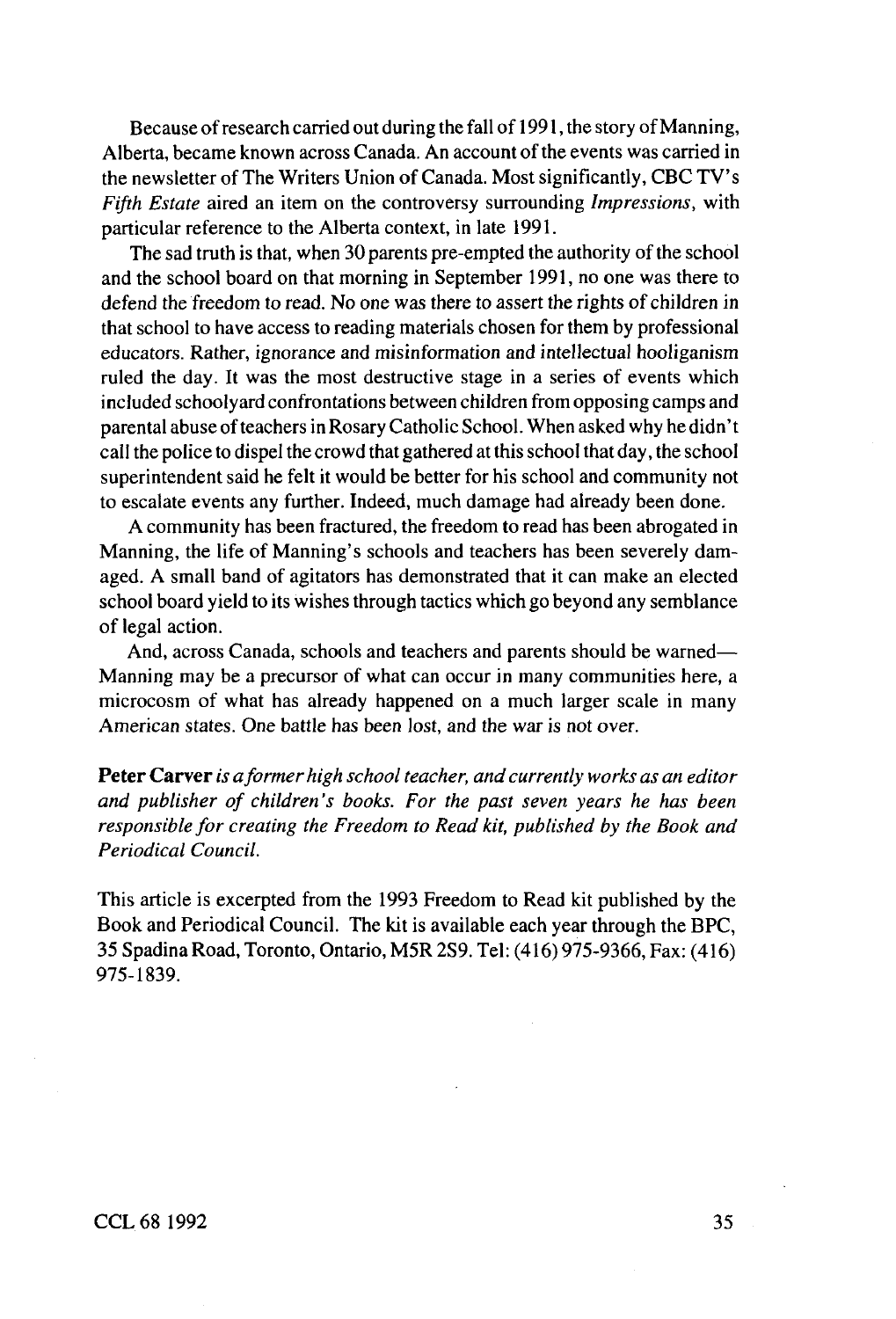Because of research carried out during the fall of 1991, the story of Manning, Alberta, became known across Canada. An account of the events was carried in the newsletter of The Writers Union of Canada. Most significantly, CBC TV's *Fifth Estate* aired an item on the controversy surrounding *Impressions*, with particular reference to the Alberta context, in late 1991.

The sad truth is that, when 30 parents pre-empted the authority of the school and the school board on that morning in September 1991, no one was there to defend the freedom to read. No one was there to assert the rights of children in that school to have access to reading materials chosen for them by professional educators. Rather, ignorance and misinformation and intellectual hooliganism ruled the day. It was the most destructive stage in a series of events which included schoolyard confrontations between children from opposing camps and parental abuse of teachers in Rosary Catholic School. When asked why he didn't call the police to dispel the crowd that gathered at this school that day, the school superintendent said he felt it would be better for his school and community not to escalate events any further. Indeed, much damage had already been done.

A community has been fractured, the freedom to read has been abrogated in Manning, the life of Manning's schools and teachers has been severely damaged. A small band of agitators has demonstrated that it can make an elected school board yield to its wishes through tactics which go beyond any semblance of legal action.

And, across Canada, schools and teachers and parents should be warned—Manning may be a precursor of what can occur in many communities here, a microcosm of what has already happened on a much larger scale in many American states. One battle has been lost, and the war is not over.

**Peter Carver** *is a former high school teacher, and currently works as an editor and publisher of children's books. For the past seven years he has been responsible for creating the Freedom to Read kit, published by the Book and Periodical Council.*

This article is excerpted from the 1993 Freedom to Read kit published by the Book and Periodical Council. The kit is available each year through the BPC, 35 Spadina Road, Toronto, Ontario, M5R 2S9. Tel: (416) 975-9366, Fax: (416) 975-1839.